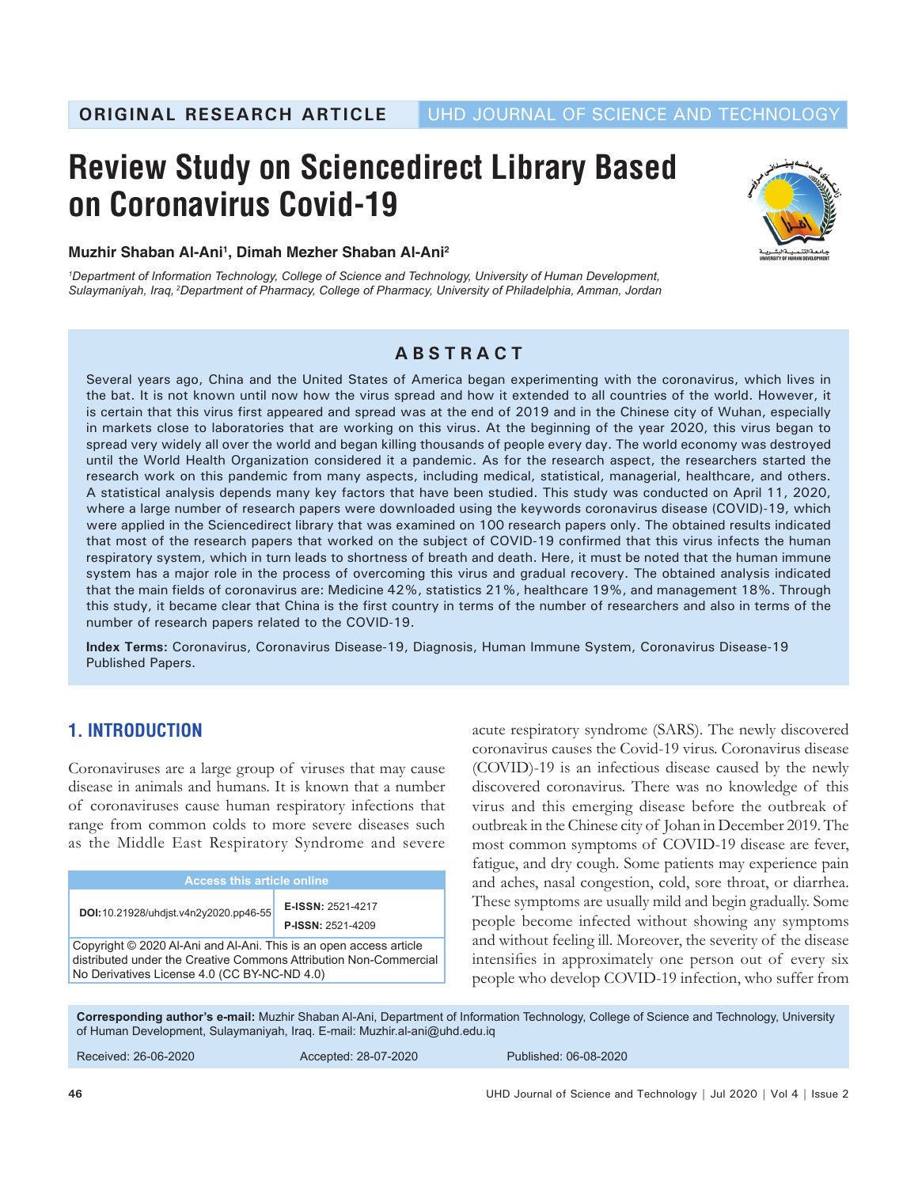ORIGINAL RESEARCH ARTICLE | UHD JOURNAL OF SCIENCE AND TECHNOLOGY

# Review Study on Sciencedirect Library Based on Coronavirus Covid-19

**Muzhir Shaban Al-Ani[1], Dimah Mezher Shaban Al-Ani[2]**

*[1]Department of Information Technology, College of Science and Technology, University of Human Development, Sulaymaniyah, Iraq, [2]Department of Pharmacy, College of Pharmacy, University of Philadelphia, Amman, Jordan*

## ABSTRACT

Several years ago, China and the United States of America began experimenting with the coronavirus, which lives in the bat. It is not known until now how the virus spread and how it extended to all countries of the world. However, it is certain that this virus first appeared and spread was at the end of 2019 and in the Chinese city of Wuhan, especially in markets close to laboratories that are working on this virus. At the beginning of the year 2020, this virus began to spread very widely all over the world and began killing thousands of people every day. The world economy was destroyed until the World Health Organization considered it a pandemic. As for the research aspect, the researchers started the research work on this pandemic from many aspects, including medical, statistical, managerial, healthcare, and others. A statistical analysis depends many key factors that have been studied. This study was conducted on April 11, 2020, where a large number of research papers were downloaded using the keywords coronavirus disease (COVID)-19, which were applied in the Sciencedirect library that was examined on 100 research papers only. The obtained results indicated that most of the research papers that worked on the subject of COVID-19 confirmed that this virus infects the human respiratory system, which in turn leads to shortness of breath and death. Here, it must be noted that the human immune system has a major role in the process of overcoming this virus and gradual recovery. The obtained analysis indicated that the main fields of coronavirus are: Medicine 42%, statistics 21%, healthcare 19%, and management 18%. Through this study, it became clear that China is the first country in terms of the number of researchers and also in terms of the number of research papers related to the COVID-19.

**Index Terms:** Coronavirus, Coronavirus Disease-19, Diagnosis, Human Immune System, Coronavirus Disease-19 Published Papers.

## 1. INTRODUCTION

Coronaviruses are a large group of viruses that may cause disease in animals and humans. It is known that a number of coronaviruses cause human respiratory infections that range from common colds to more severe diseases such as the Middle East Respiratory Syndrome and severe acute respiratory syndrome (SARS). The newly discovered coronavirus causes the Covid-19 virus. Coronavirus disease (COVID)-19 is an infectious disease caused by the newly discovered coronavirus. There was no knowledge of this virus and this emerging disease before the outbreak of outbreak in the Chinese city of Johan in December 2019. The most common symptoms of COVID-19 disease are fever, fatigue, and dry cough. Some patients may experience pain and aches, nasal congestion, cold, sore throat, or diarrhea. These symptoms are usually mild and begin gradually. Some people become infected without showing any symptoms and without feeling ill. Moreover, the severity of the disease intensifies in approximately one person out of every six people who develop COVID-19 infection, who suffer from

| Access this article online | |
|---|---|
| **DOI:** 10.21928/uhdjst.v4n2y2020.pp46-55 | **E-ISSN:** 2521-4217<br>**P-ISSN:** 2521-4209 |
| Copyright © 2020 Al-Ani and Al-Ani. This is an open access article distributed under the Creative Commons Attribution Non-Commercial No Derivatives License 4.0 (CC BY-NC-ND 4.0) | |

**Corresponding author's e-mail:** Muzhir Shaban Al-Ani, Department of Information Technology, College of Science and Technology, University of Human Development, Sulaymaniyah, Iraq. E-mail: Muzhir.al-ani@uhd.edu.iq

Received: 26-06-2020 Accepted: 28-07-2020 Published: 06-08-2020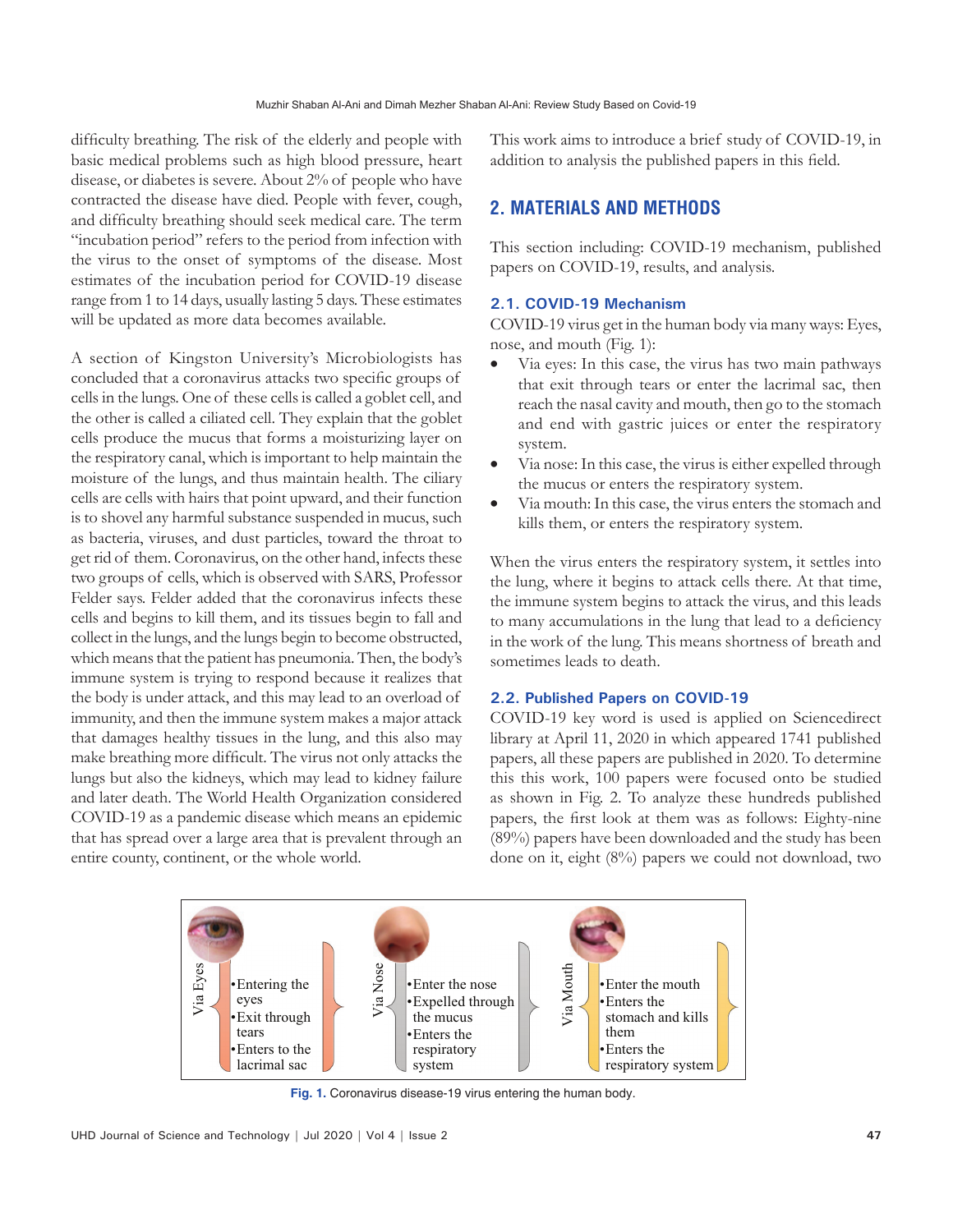difficulty breathing. The risk of the elderly and people with basic medical problems such as high blood pressure, heart disease, or diabetes is severe. About 2% of people who have contracted the disease have died. People with fever, cough, and difficulty breathing should seek medical care. The term "incubation period" refers to the period from infection with the virus to the onset of symptoms of the disease. Most estimates of the incubation period for COVID-19 disease range from 1 to 14 days, usually lasting 5 days. These estimates will be updated as more data becomes available.

A section of Kingston University's Microbiologists has concluded that a coronavirus attacks two specific groups of cells in the lungs. One of these cells is called a goblet cell, and the other is called a ciliated cell. They explain that the goblet cells produce the mucus that forms a moisturizing layer on the respiratory canal, which is important to help maintain the moisture of the lungs, and thus maintain health. The ciliary cells are cells with hairs that point upward, and their function is to shovel any harmful substance suspended in mucus, such as bacteria, viruses, and dust particles, toward the throat to get rid of them. Coronavirus, on the other hand, infects these two groups of cells, which is observed with SARS, Professor Felder says. Felder added that the coronavirus infects these cells and begins to kill them, and its tissues begin to fall and collect in the lungs, and the lungs begin to become obstructed, which means that the patient has pneumonia. Then, the body's immune system is trying to respond because it realizes that the body is under attack, and this may lead to an overload of immunity, and then the immune system makes a major attack that damages healthy tissues in the lung, and this also may make breathing more difficult. The virus not only attacks the lungs but also the kidneys, which may lead to kidney failure and later death. The World Health Organization considered COVID-19 as a pandemic disease which means an epidemic that has spread over a large area that is prevalent through an entire county, continent, or the whole world.

This work aims to introduce a brief study of COVID-19, in addition to analysis the published papers in this field.

## 2. MATERIALS AND METHODS

This section including: COVID-19 mechanism, published papers on COVID-19, results, and analysis.

### 2.1. COVID-19 Mechanism

COVID-19 virus get in the human body via many ways: Eyes, nose, and mouth (Fig. 1):

- Via eyes: In this case, the virus has two main pathways that exit through tears or enter the lacrimal sac, then reach the nasal cavity and mouth, then go to the stomach and end with gastric juices or enter the respiratory system.
- Via nose: In this case, the virus is either expelled through the mucus or enters the respiratory system.
- Via mouth: In this case, the virus enters the stomach and kills them, or enters the respiratory system.

When the virus enters the respiratory system, it settles into the lung, where it begins to attack cells there. At that time, the immune system begins to attack the virus, and this leads to many accumulations in the lung that lead to a deficiency in the work of the lung. This means shortness of breath and sometimes leads to death.

### 2.2. Published Papers on COVID-19

COVID-19 key word is applied on Sciencedirect library at April 11, 2020 in which appeared 1741 published papers, all these papers are published in 2020. To determine this this work, 100 papers were focused onto be studied as shown in Fig. 2. To analyze these hundreds published papers, the first look at them was as follows: Eighty-nine (89%) papers have been downloaded and the study has been done on it, eight (8%) papers we could not download, two

| Via Eyes | Via Nose | Via Mouth |
|---|---|---|
| •Entering the eyes<br>•Exit through tears<br>•Enters to the lacrimal sac | •Enter the nose<br>•Expelled through the mucus<br>•Enters the respiratory system | •Enter the mouth<br>•Enters the stomach and kills them<br>•Enters the respiratory system |

**Fig. 1.** Coronavirus disease-19 virus entering the human body.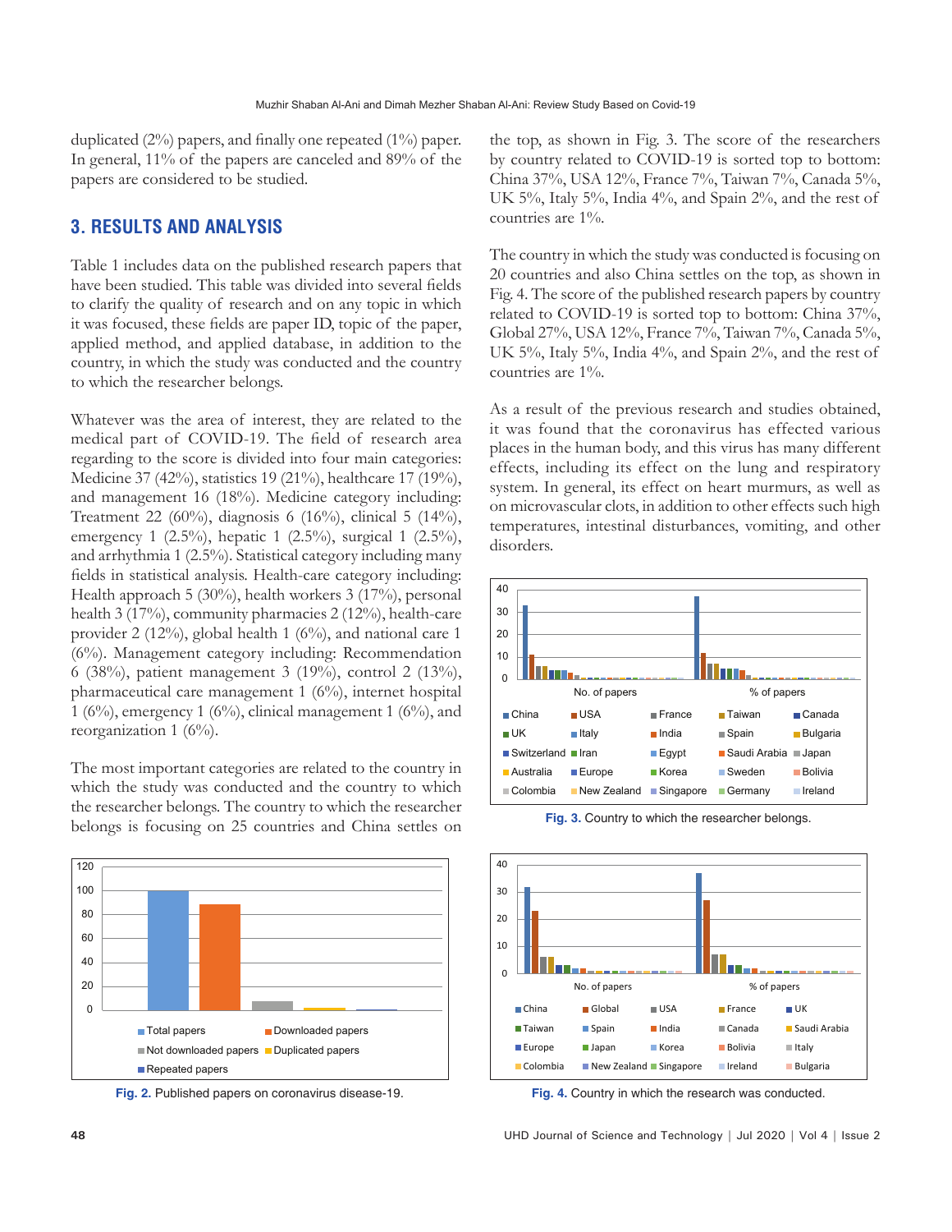duplicated (2%) papers, and finally one repeated (1%) paper. In general, 11% of the papers are canceled and 89% of the papers are considered to be studied.

## 3. RESULTS AND ANALYSIS

Table 1 includes data on the published research papers that have been studied. This table was divided into several fields to clarify the quality of research and on any topic in which it was focused, these fields are paper ID, topic of the paper, applied method, and applied database, in addition to the country, in which the study was conducted and the country to which the researcher belongs.

Whatever was the area of interest, they are related to the medical part of COVID-19. The field of research area regarding to the score is divided into four main categories: Medicine 37 (42%), statistics 19 (21%), healthcare 17 (19%), and management 16 (18%). Medicine category including: Treatment 22 (60%), diagnosis 6 (16%), clinical 5 (14%), emergency 1 (2.5%), hepatic 1 (2.5%), surgical 1 (2.5%), and arrhythmia 1 (2.5%). Statistical category including many fields in statistical analysis. Health-care category including: Health approach 5 (30%), health workers 3 (17%), personal health 3 (17%), community pharmacies 2 (12%), health-care provider 2 (12%), global health 1 (6%), and national care 1 (6%). Management category including: Recommendation 6 (38%), patient management 3 (19%), control 2 (13%), pharmaceutical care management 1 (6%), internet hospital 1 (6%), emergency 1 (6%), clinical management 1 (6%), and reorganization 1 (6%).

The most important categories are related to the country in which the study was conducted and the country to which the researcher belongs. The country to which the researcher belongs is focusing on 25 countries and China settles on the top, as shown in Fig. 3. The score of the researchers by country related to COVID-19 is sorted top to bottom: China 37%, USA 12%, France 7%, Taiwan 7%, Canada 5%, UK 5%, Italy 5%, India 4%, and Spain 2%, and the rest of countries are 1%.

The country in which the study was conducted is focusing on 20 countries and also China settles on the top, as shown in Fig. 4. The score of the published research papers by country related to COVID-19 is sorted top to bottom: China 37%, Global 27%, USA 12%, France 7%, Taiwan 7%, Canada 5%, UK 5%, Italy 5%, India 4%, and Spain 2%, and the rest of countries are 1%.

As a result of the previous research and studies obtained, it was found that the coronavirus has effected various places in the human body, and this virus has many different effects, including its effect on the lung and respiratory system. In general, its effect on heart murmurs, as well as on microvascular clots, in addition to other effects such high temperatures, intestinal disturbances, vomiting, and other disorders.

Fig. 2. Published papers on coronavirus disease-19.

Fig. 3. Country to which the researcher belongs.

Fig. 4. Country in which the research was conducted.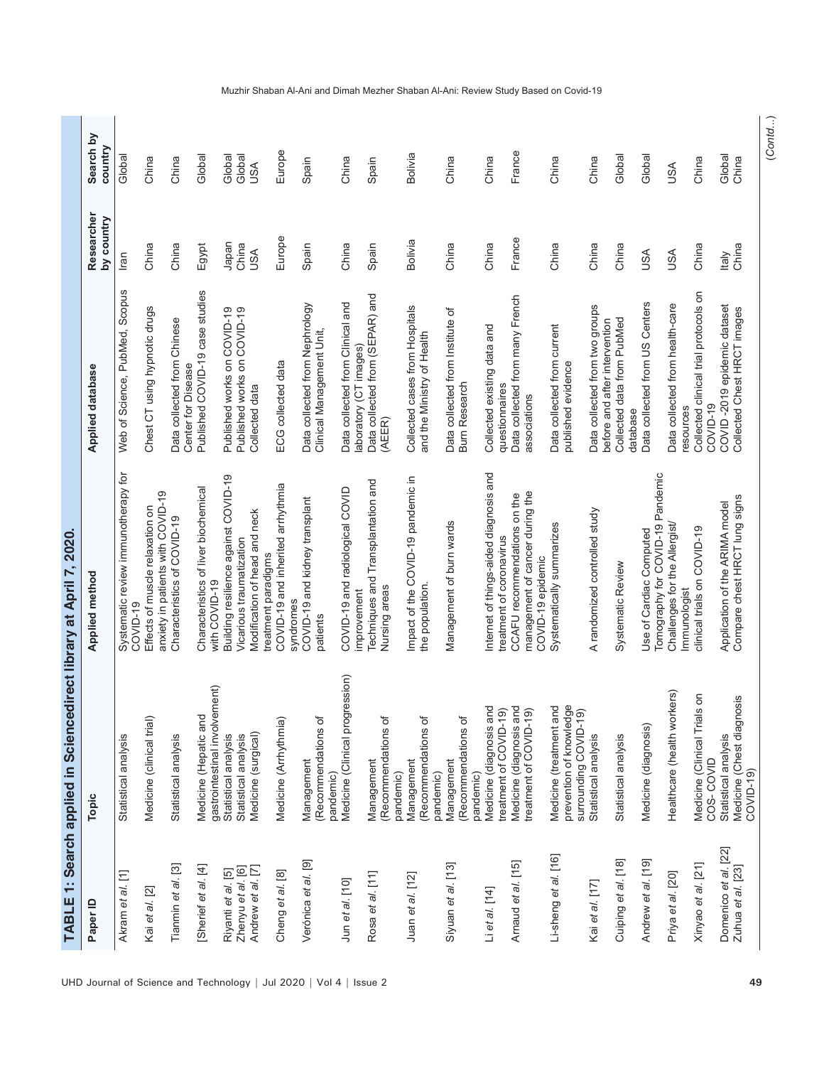**TABLE 1: Search applied in Sciencedirect library at April 7, 2020.**

| Paper ID | Topic | Applied method | Applied database | Researcher by country | Search by country |
|---|---|---|---|---|---|
| Akram *et al*. [1] | Statistical analysis | Systematic review immunotherapy for COVID-19 | Web of Science, PubMed, Scopus | Iran | Global |
| Kai *et al*. [2] | Medicine (clinical trial) | Effects of muscle relaxation on anxiety in patients with COVID-19 | Chest CT using hypnotic drugs | China | China |
| Tianmin *et al*. [3] | Statistical analysis | Characteristics of COVID-19 | Data collected from Chinese Center for Disease | China | China |
| [Sherief *et al*. [4] | Medicine (Hepatic and gastrointestinal involvement) | Characteristics of liver biochemical with COVID-19 | Published COVID-19 case studies | Egypt | Global |
| Riyanti *et al*. [5] | Statistical analysis | Building resilience against COVID-19 | Published works on COVID-19 | Japan | Global |
| Zhenyu *et al*. [6] | Statistical analysis | Vicarious traumatization | Published works on COVID-19 | China | Global |
| Andrew *et al*. [7] | Medicine (surgical) | Modification of head and neck treatment paradigms | Collected data | USA | USA |
| Cheng *et al*. [8] | Medicine (Arrhythmia) | COVID-19 and inherited arrhythmia syndromes | ECG collected data | Europe | Europe |
| Verónica *et al*. [9] | Management (Recommendations of pandemic) | COVID-19 and kidney transplant patients | Data collected from Nephrology Clinical Management Unit, | Spain | Spain |
| Jun *et al*. [10] | Medicine (Clinical progression) | COVID-19 and radiological COVID improvement | Data collected from Clinical and laboratory (CT images) | China | China |
| Rosa *et al*. [11] | Management (Recommendations of pandemic) | Techniques and Transplantation and Nursing areas | Data collected from (SEPAR) and (AEER) | Spain | Spain |
| Juan *et al*. [12] | Management (Recommendations of pandemic) | Impact of the COVID-19 pandemic in the population. | Collected cases from Hospitals and the Ministry of Health | Bolivia | Bolivia |
| Siyuan *et al*. [13] | Management (Recommendations of pandemic) | Management of burn wards | Data collected from Institute of Burn Research | China | China |
| Li *et al*. [14] | Medicine (diagnosis and treatment of COVID-19) | Internet of things-aided diagnosis and treatment of coronavirus | Collected existing data and questionnaires | China | China |
| Arnaud *et al*. [15] | Medicine (diagnosis and treatment of COVID-19) | CCAFU recommendations on the management of cancer during the COVID-19 epidemic | Data collected from many French associations | France | France |
| Li-sheng *et al*. [16] | Medicine (treatment and prevention of knowledge surrounding COVID-19) | Systematically summarizes | Data collected from current published evidence | China | China |
| Kai *et al*. [17] | Statistical analysis | A randomized controlled study | Data collected from two groups before and after intervention | China | China |
| Cuiping *et al*. [18] | Statistical analysis | Systematic Review | Collected data from PubMed database | China | Global |
| Andrew *et al*. [19] | Medicine (diagnosis) | Use of Cardiac Computed Tomography for COVID-19 Pandemic | Data collected from US Centers | USA | Global |
| Priya *et al*. [20] | Healthcare (health workers) | Challenges for the Allergist/ Immunologist | Data collected from health-care resources | USA | USA |
| Xinyao *et al*. [21] | Medicine (Clinical Trials on COS- COVID | clinical trials on COVID-19 | Collected clinical trial protocols on COVID-19 | China | China |
| Domenico *et al*. [22] | Statistical analysis | Application of the ARIMA model | COVID -2019 epidemic dataset | Italy | Global |
| Zuhua *et al*. [23] | Medicine (Chest diagnosis COVID-19) | Compare chest HRCT lung signs | Collected Chest HRCT images | China | China |

(*Contd...*)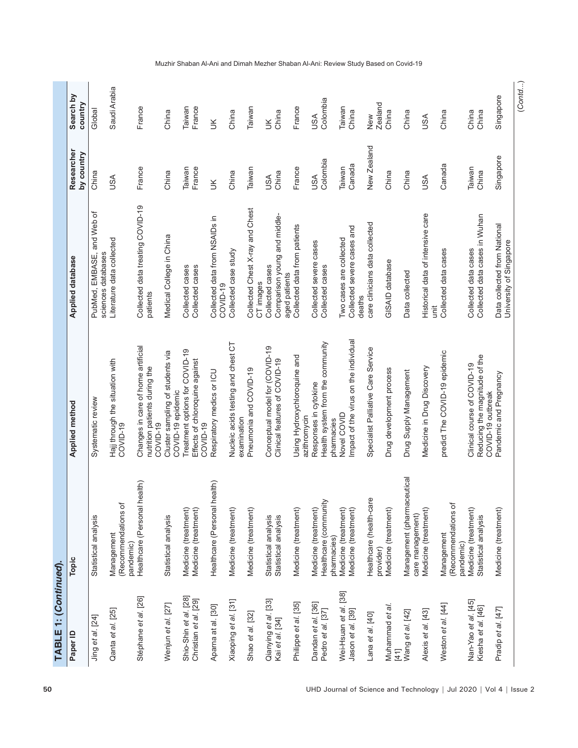**TABLE 1: (Continued).**

| Paper ID | Topic | Applied method | Applied database | Researcher by country | Search by country |
|---|---|---|---|---|---|
| Jing *et al.* [24] | Statistical analysis | Systematic review | PubMed, EMBASE, and Web of sciences databases | China | Global |
| Qanta *et al.* [25] | Management (Recommendations of pandemic) | Hajj through the situation with COVID-19 | Literature data collected | USA | Saudi Arabia |
| Stéphane *et al.* [26] | Healthcare (Personal health) | Changes in care of home artificial nutrition patients during the COVID-19 | Collected data treating COVID-19 patients | France | France |
| Wenjun *et al.* [27] | Statistical analysis | Cluster sampling of students via COVID-19 epidemic | Medical College in China | China | China |
| Shio-Shin *et al.* [28] | Medicine (treatment) | Treatment options for COVID-19 | Collected cases | Taiwan | Taiwan |
| Christian *et al.* [29] | Medicine (treatment) | Effects of chloroquine against COVID-19 | Collected cases | France | France |
| Aparna at al. [30] | Healthcare (Personal health) | Respiratory medics or ICU | Collected data from NSAIDs in COVID-19 | UK | UK |
| Xiaoping *et al.* [31] | Medicine (treatment) | Nucleic acids testing and chest CT examination | Collected case study | China | China |
| Shao *et al.* [32] | Medicine (treatment) | Pneumonia and COVID-19 | Collected Chest X-ray and Chest CT images | Taiwan | Taiwan |
| Qianying *et al.* [33] | Statistical analysis | Conceptual model for (COVID-19 | Collected cases | USA | UK |
| Kai *et al.* [34] | Statistical analysis | Clinical features of COVID-19 | Comparison young and middle-aged patients | China | China |
| Philippe *et al.* [35] | Medicine (treatment) | Using Hydroxychloroquine and azithromycin | Collected data from patients | France | France |
| Dandan *et al.* [36] | Medicine (treatment) | Responses in cytokine | Collected severe cases | USA | USA |
| Pedro *et al.* [37] | Healthcare (community pharmacies) | Health system from the community pharmacies | Collected cases | Colombia | Colombia |
| Wei-Hsuan *et al.* [38] | Medicine (treatment) | Novel COVID | Two cases are collected | Taiwan | Taiwan |
| Jason *et al.* [39] | Medicine (treatment) | Impact of the virus on the individual | Collected severe cases and deaths | Canada | China |
| Lana *et al.* [40] | Healthcare (health-care provider) | Specialist Palliative Care Service | care clinicians data collected | New Zealand | New Zealand |
| Muhammad *et al.* [41] | Medicine (treatment) | Drug development process | GISAID database | China | China |
| Wang *et al.* [42] | Management (pharmaceutical care management) | Drug Supply Management | Data collected | China | China |
| Alexis *et al.* [43] | Medicine (treatment) | Medicine in Drug Discovery | Historical data of intensive care unit | USA | USA |
| Weston *et al.* [44] | Management (Recommendations of pandemic) | predict The COVID-19 epidemic | Collected data cases | Canada | China |
| Nan-Yao *et al.* [45] | Medicine (treatment) | Clinical course of COVID-19 | Collected data cases | Taiwan | China |
| Kiesha *et al.* [46] | Statistical analysis | Reducing the magnitude of the COVID-19 outbreak | Collected data cases in Wuhan | China | China |
| Pradip *et al.* [47] | Medicine (treatment) | Pandemic and Pregnancy | Data collected from National University of Singapore | Singapore | Singapore |

(*Contd...*)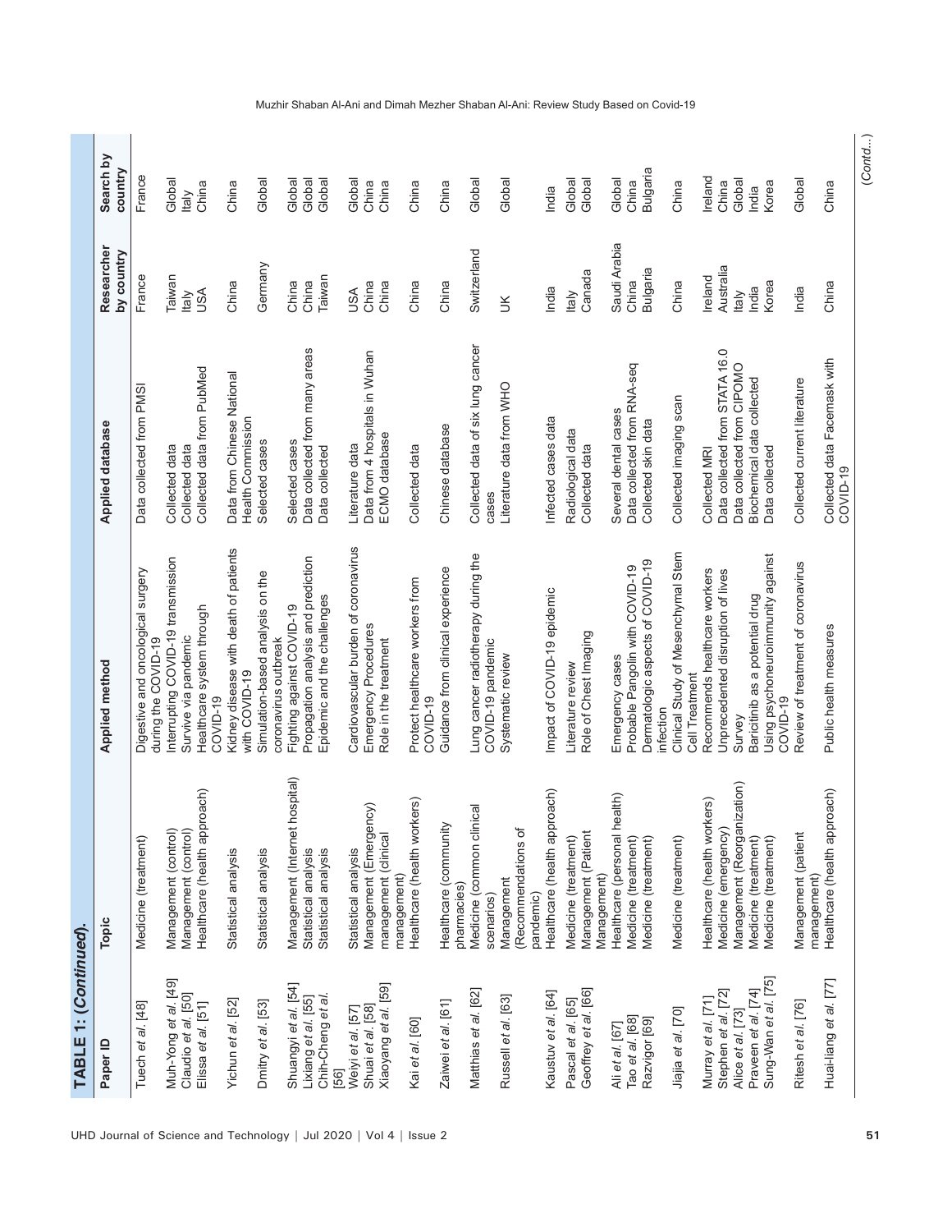**TABLE 1: (Continued).**

| Paper ID | Topic | Applied method | Applied database | Researcher by country | Search by country |
|---|---|---|---|---|---|
| Tuech *et al*. [48] | Medicine (treatment) | Digestive and oncological surgery during the COVID-19 | Data collected from PMSI | France | France |
| Muh-Yong *et al*. [49] | Management (control) | Interrupting COVID-19 transmission | Collected data | Taiwan | Global |
| Claudio *et al*. [50] | Management (control) | Survive via pandemic | Collected data | Italy | Italy |
| Elissa *et al*. [51] | Healthcare (health approach) | Healthcare system through COVID-19 | Collected data from PubMed | USA | China |
| Yichun *et al*. [52] | Statistical analysis | Kidney disease with death of patients with COVID-19 | Data from Chinese National Health Commission | China | China |
| Dmitry *et al*. [53] | Statistical analysis | Simulation-based analysis on the coronavirus outbreak | Selected cases | Germany | Global |
| Shuangyi *et al*. [54] | Management (Internet hospital) | Fighting against COVID-19 | Selected cases | China | Global |
| Lixiang *et al*. [55] | Statistical analysis | Propagation analysis and prediction | Data collected from many areas | China | Global |
| Chih-Cheng *et al*. [56] | Statistical analysis | Epidemic and the challenges | Data collected | Taiwan | Global |
| Weiyi *et al*. [57] | Statistical analysis | Cardiovascular burden of coronavirus | Literature data | USA | Global |
| Shuai *et al*. [58] | Management (Emergency) | Emergency Procedures | Data from 4 hospitals in Wuhan | China | China |
| Xiaoyang *et al*. [59] | management (clinical management) | Role in the treatment | ECMO database | China | China |
| Kai *et al*. [60] | Healthcare (health workers) | Protect healthcare workers from COVID-19 | Collected data | China | China |
| Zaiwei *et al*. [61] | Healthcare (community pharmacies) | Guidance from clinical experience | Chinese database | China | China |
| Matthias *et al*. [62] | Medicine (common clinical scenarios) | Lung cancer radiotherapy during the COVID-19 pandemic | Collected data of six lung cancer cases | Switzerland | Global |
| Russell *et al*. [63] | Management (Recommendations of pandemic) | Systematic review | Literature data from WHO | UK | Global |
| Kaustuv *et al*. [64] | Healthcare (health approach) | Impact of COVID-19 epidemic | Infected cases data | India | India |
| Pascal *et al*. [65] | Medicine (treatment) | Literature review | Radiological data | Italy | Global |
| Geoffrey *et al*. [66] | Management (Patient Management) | Role of Chest Imaging | Collected data | Canada | Global |
| Ali *et al*. [67] | Healthcare (personal health) | Emergency cases | Several dental cases | Saudi Arabia | Global |
| Tao *et al*. [68] | Medicine (treatment) | Probable Pangolin with COVID-19 | Data collected from RNA-seq | China | China |
| Razvigor [69] | Medicine (treatment) | Dermatologic aspects of COVID-19 infection | Collected skin data | Bulgaria | Bulgaria |
| Jiajia *et al*. [70] | Medicine (treatment) | Clinical Study of Mesenchymal Stem Cell Treatment | Collected imaging scan | China | China |
| Murray *et al*. [71] | Healthcare (health workers) | Recommends healthcare workers | Collected MRI | Ireland | Ireland |
| Stephen *et al*. [72] | Medicine (emergency) | Unprecedented disruption of lives | Data collected from STATA 16.0 | Australia | China |
| Alice *et al*. [73] | Management (Reorganization) | Survey | Data collected from CIPOMO | Italy | Global |
| Praveen *et al*. [74] | Medicine (treatment) | Baricitinib as a potential drug | Biochemical data collected | India | India |
| Sung-Wan *et al*. [75] | Medicine (treatment) | Using psychoneuroimmunity against COVID-19 | Data collected | Korea | Korea |
| Ritesh *et al*. [76] | Management (patient management) | Review of treatment of coronavirus | Collected current literature | India | Global |
| Huai-liang *et al*. [77] | Healthcare (health approach) | Public health measures | Collected data Facemask with COVID-19 | China | China |

(*Contd...*)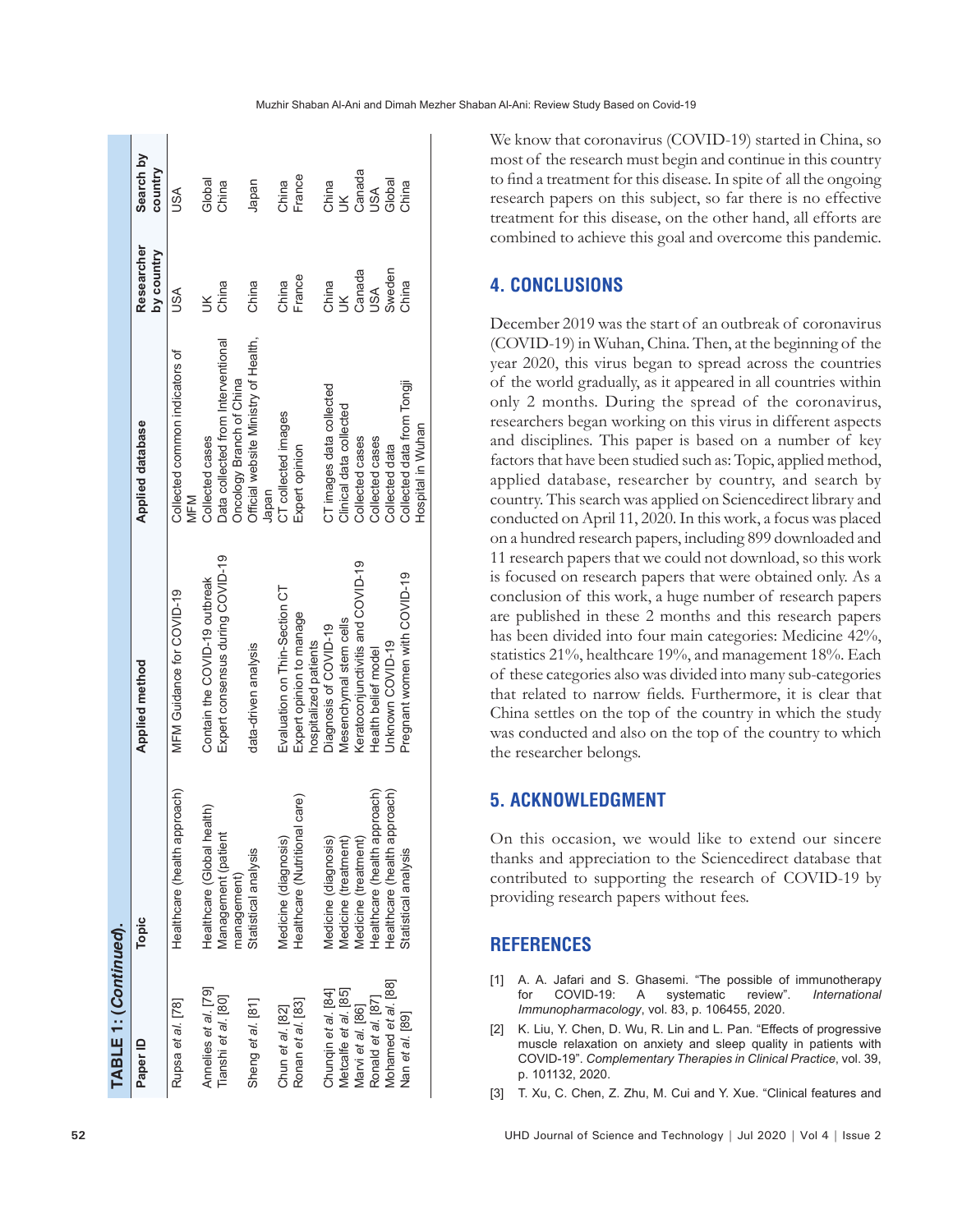TABLE 1: (*Continued*).

| Paper ID | Topic | Applied method | Applied database | Researcher by country | Search by country |
|---|---|---|---|---|---|
| Rupsa *et al*. [78] | Healthcare (health approach) | MFM Guidance for COVID-19 | Collected common indicators of MFM | USA | USA |
| Annelies *et al*. [79] | Healthcare (Global health) | Contain the COVID-19 outbreak | Collected cases | UK | Global |
| Tianshi *et al*. [80] | Management (patient management) | Expert consensus during COVID-19 | Data collected from Interventional Oncology Branch of China | China | China |
| Sheng *et al*. [81] | Statistical analysis | data-driven analysis | Official website Ministry of Health, Japan | China | Japan |
| Chun *et al*. [82] | Medicine (diagnosis) | Evaluation on Thin-Section CT | CT collected images | China | China |
| Ronan *et al*. [83] | Healthcare (Nutritional care) | Expert opinion to manage hospitalized patients | Expert opinion | France | France |
| Chunqin *et al*. [84] | Medicine (diagnosis) | Diagnosis of COVID-19 | CT images data collected | China | China |
| Metcalfe *et al*. [85] | Medicine (treatment) | Mesenchymal stem cells | Clinical data collected | UK | UK |
| Marvi *et al*. [86] | Medicine (treatment) | Keratoconjunctivitis and COVID-19 | Collected cases | Canada | Canada |
| Ronald *et al*. [87] | Healthcare (health approach) | Health belief model | Collected cases | USA | USA |
| Mohamed *et al*. [88] | Healthcare (health approach) | Unknown COVID-19 | Collected data | Sweden | Global |
| Nan *et al*. [89] | Statistical analysis | Pregnant women with COVID-19 | Collected data from Tongji Hospital in Wuhan | China | China |

We know that coronavirus (COVID-19) started in China, so most of the research must begin and continue in this country to find a treatment for this disease. In spite of all the ongoing research papers on this subject, so far there is no effective treatment for this disease, on the other hand, all efforts are combined to achieve this goal and overcome this pandemic.

## 4. CONCLUSIONS

December 2019 was the start of an outbreak of coronavirus (COVID-19) in Wuhan, China. Then, at the beginning of the year 2020, this virus began to spread across the countries of the world gradually, as it appeared in all countries within only 2 months. During the spread of the coronavirus, researchers began working on this virus in different aspects and disciplines. This paper is based on a number of key factors that have been studied such as: Topic, applied method, applied database, researcher by country, and search by country. This search was applied on Sciencedirect library and conducted on April 11, 2020. In this work, a focus was placed on a hundred research papers, including 899 downloaded and 11 research papers that we could not download, so this work is focused on research papers that were obtained only. As a conclusion of this work, a huge number of research papers are published in these 2 months and this research papers has been divided into four main categories: Medicine 42%, statistics 21%, healthcare 19%, and management 18%. Each of these categories also was divided into many sub-categories that related to narrow fields. Furthermore, it is clear that China settles on the top of the country in which the study was conducted and also on the top of the country to which the researcher belongs.

## 5. ACKNOWLEDGMENT

On this occasion, we would like to extend our sincere thanks and appreciation to the Sciencedirect database that contributed to supporting the research of COVID-19 by providing research papers without fees.

## REFERENCES

[1] A. A. Jafari and S. Ghasemi. "The possible of immunotherapy for COVID-19: A systematic review". *International Immunopharmacology*, vol. 83, p. 106455, 2020.

[2] K. Liu, Y. Chen, D. Wu, R. Lin and L. Pan. "Effects of progressive muscle relaxation on anxiety and sleep quality in patients with COVID-19". *Complementary Therapies in Clinical Practice*, vol. 39, p. 101132, 2020.

[3] T. Xu, C. Chen, Z. Zhu, M. Cui and Y. Xue. "Clinical features and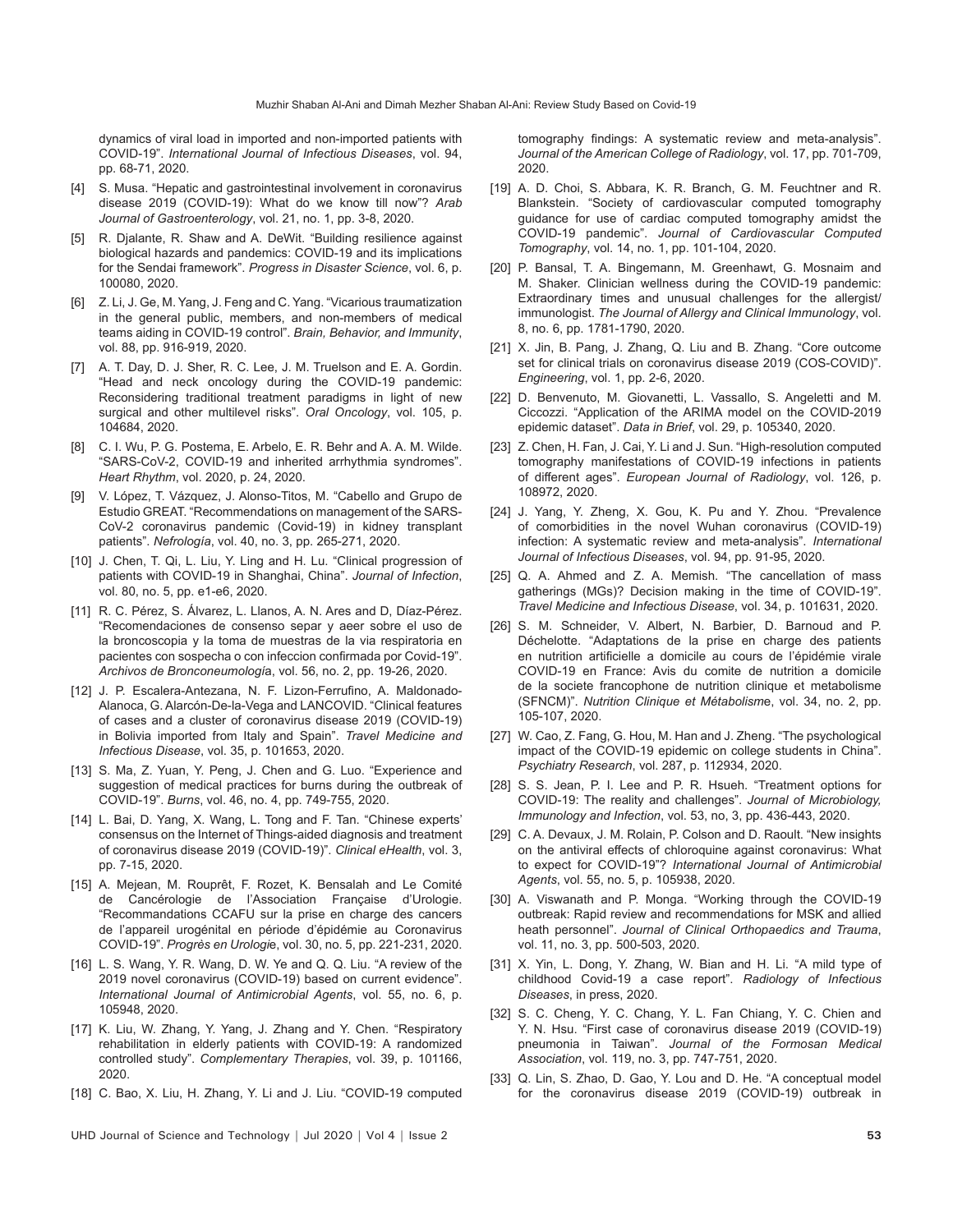dynamics of viral load in imported and non-imported patients with COVID-19". *International Journal of Infectious Diseases*, vol. 94, pp. 68-71, 2020.

[4] S. Musa. "Hepatic and gastrointestinal involvement in coronavirus disease 2019 (COVID-19): What do we know till now"? *Arab Journal of Gastroenterology*, vol. 21, no. 1, pp. 3-8, 2020.

[5] R. Djalante, R. Shaw and A. DeWit. "Building resilience against biological hazards and pandemics: COVID-19 and its implications for the Sendai framework". *Progress in Disaster Science*, vol. 6, p. 100080, 2020.

[6] Z. Li, J. Ge, M. Yang, J. Feng and C. Yang. "Vicarious traumatization in the general public, members, and non-members of medical teams aiding in COVID-19 control". *Brain, Behavior, and Immunity*, vol. 88, pp. 916-919, 2020.

[7] A. T. Day, D. J. Sher, R. C. Lee, J. M. Truelson and E. A. Gordin. "Head and neck oncology during the COVID-19 pandemic: Reconsidering traditional treatment paradigms in light of new surgical and other multilevel risks". *Oral Oncology*, vol. 105, p. 104684, 2020.

[8] C. I. Wu, P. G. Postema, E. Arbelo, E. R. Behr and A. A. M. Wilde. "SARS-CoV-2, COVID-19 and inherited arrhythmia syndromes". *Heart Rhythm*, vol. 2020, p. 24, 2020.

[9] V. López, T. Vázquez, J. Alonso-Titos, M. "Cabello and Grupo de Estudio GREAT. "Recommendations on management of the SARS-CoV-2 coronavirus pandemic (Covid-19) in kidney transplant patients". *Nefrología*, vol. 40, no. 3, pp. 265-271, 2020.

[10] J. Chen, T. Qi, L. Liu, Y. Ling and H. Lu. "Clinical progression of patients with COVID-19 in Shanghai, China". *Journal of Infection*, vol. 80, no. 5, pp. e1-e6, 2020.

[11] R. C. Pérez, S. Álvarez, L. Llanos, A. N. Ares and D, Díaz-Pérez. "Recomendaciones de consenso separ y aeer sobre el uso de la broncoscopia y la toma de muestras de la via respiratoria en pacientes con sospecha o con infeccion confirmada por Covid-19". *Archivos de Bronconeumología*, vol. 56, no. 2, pp. 19-26, 2020.

[12] J. P. Escalera-Antezana, N. F. Lizon-Ferrufino, A. Maldonado-Alanoca, G. Alarcón-De-la-Vega and LANCOVID. "Clinical features of cases and a cluster of coronavirus disease 2019 (COVID-19) in Bolivia imported from Italy and Spain". *Travel Medicine and Infectious Disease*, vol. 35, p. 101653, 2020.

[13] S. Ma, Z. Yuan, Y. Peng, J. Chen and G. Luo. "Experience and suggestion of medical practices for burns during the outbreak of COVID-19". *Burns*, vol. 46, no. 4, pp. 749-755, 2020.

[14] L. Bai, D. Yang, X. Wang, L. Tong and F. Tan. "Chinese experts' consensus on the Internet of Things-aided diagnosis and treatment of coronavirus disease 2019 (COVID-19)". *Clinical eHealth*, vol. 3, pp. 7-15, 2020.

[15] A. Mejean, M. Rouprêt, F. Rozet, K. Bensalah and Le Comité de Cancérologie de l'Association Française d'Urologie. "Recommandations CCAFU sur la prise en charge des cancers de l'appareil urogénital en période d'épidémie au Coronavirus COVID-19". *Progrès en Urologie*, vol. 30, no. 5, pp. 221-231, 2020.

[16] L. S. Wang, Y. R. Wang, D. W. Ye and Q. Q. Liu. "A review of the 2019 novel coronavirus (COVID-19) based on current evidence". *International Journal of Antimicrobial Agents*, vol. 55, no. 6, p. 105948, 2020.

[17] K. Liu, W. Zhang, Y. Yang, J. Zhang and Y. Chen. "Respiratory rehabilitation in elderly patients with COVID-19: A randomized controlled study". *Complementary Therapies*, vol. 39, p. 101166, 2020.

[18] C. Bao, X. Liu, H. Zhang, Y. Li and J. Liu. "COVID-19 computed tomography findings: A systematic review and meta-analysis". *Journal of the American College of Radiology*, vol. 17, pp. 701-709, 2020.

[19] A. D. Choi, S. Abbara, K. R. Branch, G. M. Feuchtner and R. Blankstein. "Society of cardiovascular computed tomography guidance for use of cardiac computed tomography amidst the COVID-19 pandemic". *Journal of Cardiovascular Computed Tomography*, vol. 14, no. 1, pp. 101-104, 2020.

[20] P. Bansal, T. A. Bingemann, M. Greenhawt, G. Mosnaim and M. Shaker. Clinician wellness during the COVID-19 pandemic: Extraordinary times and unusual challenges for the allergist/immunologist. *The Journal of Allergy and Clinical Immunology*, vol. 8, no. 6, pp. 1781-1790, 2020.

[21] X. Jin, B. Pang, J. Zhang, Q. Liu and B. Zhang. "Core outcome set for clinical trials on coronavirus disease 2019 (COS-COVID)". *Engineering*, vol. 1, pp. 2-6, 2020.

[22] D. Benvenuto, M. Giovanetti, L. Vassallo, S. Angeletti and M. Ciccozzi. "Application of the ARIMA model on the COVID-2019 epidemic dataset". *Data in Brief*, vol. 29, p. 105340, 2020.

[23] Z. Chen, H. Fan, J. Cai, Y. Li and J. Sun. "High-resolution computed tomography manifestations of COVID-19 infections in patients of different ages". *European Journal of Radiology*, vol. 126, p. 108972, 2020.

[24] J. Yang, Y. Zheng, X. Gou, K. Pu and Y. Zhou. "Prevalence of comorbidities in the novel Wuhan coronavirus (COVID-19) infection: A systematic review and meta-analysis". *International Journal of Infectious Diseases*, vol. 94, pp. 91-95, 2020.

[25] Q. A. Ahmed and Z. A. Memish. "The cancellation of mass gatherings (MGs)? Decision making in the time of COVID-19". *Travel Medicine and Infectious Disease*, vol. 34, p. 101631, 2020.

[26] S. M. Schneider, V. Albert, N. Barbier, D. Barnoud and P. Déchelotte. "Adaptations de la prise en charge des patients en nutrition artificielle a domicile au cours de l'épidémie virale COVID-19 en France: Avis du comite de nutrition a domicile de la societe francophone de nutrition clinique et metabolisme (SFNCM)". *Nutrition Clinique et Métabolisme*, vol. 34, no. 2, pp. 105-107, 2020.

[27] W. Cao, Z. Fang, G. Hou, M. Han and J. Zheng. "The psychological impact of the COVID-19 epidemic on college students in China". *Psychiatry Research*, vol. 287, p. 112934, 2020.

[28] S. S. Jean, P. I. Lee and P. R. Hsueh. "Treatment options for COVID-19: The reality and challenges". *Journal of Microbiology, Immunology and Infection*, vol. 53, no, 3, pp. 436-443, 2020.

[29] C. A. Devaux, J. M. Rolain, P. Colson and D. Raoult. "New insights on the antiviral effects of chloroquine against coronavirus: What to expect for COVID-19"? *International Journal of Antimicrobial Agents*, vol. 55, no. 5, p. 105938, 2020.

[30] A. Viswanath and P. Monga. "Working through the COVID-19 outbreak: Rapid review and recommendations for MSK and allied heath personnel". *Journal of Clinical Orthopaedics and Trauma*, vol. 11, no. 3, pp. 500-503, 2020.

[31] X. Yin, L. Dong, Y. Zhang, W. Bian and H. Li. "A mild type of childhood Covid-19 a case report". *Radiology of Infectious Diseases*, in press, 2020.

[32] S. C. Cheng, Y. C. Chang, Y. L. Fan Chiang, Y. C. Chien and Y. N. Hsu. "First case of coronavirus disease 2019 (COVID-19) pneumonia in Taiwan". *Journal of the Formosan Medical Association*, vol. 119, no. 3, pp. 747-751, 2020.

[33] Q. Lin, S. Zhao, D. Gao, Y. Lou and D. He. "A conceptual model for the coronavirus disease 2019 (COVID-19) outbreak in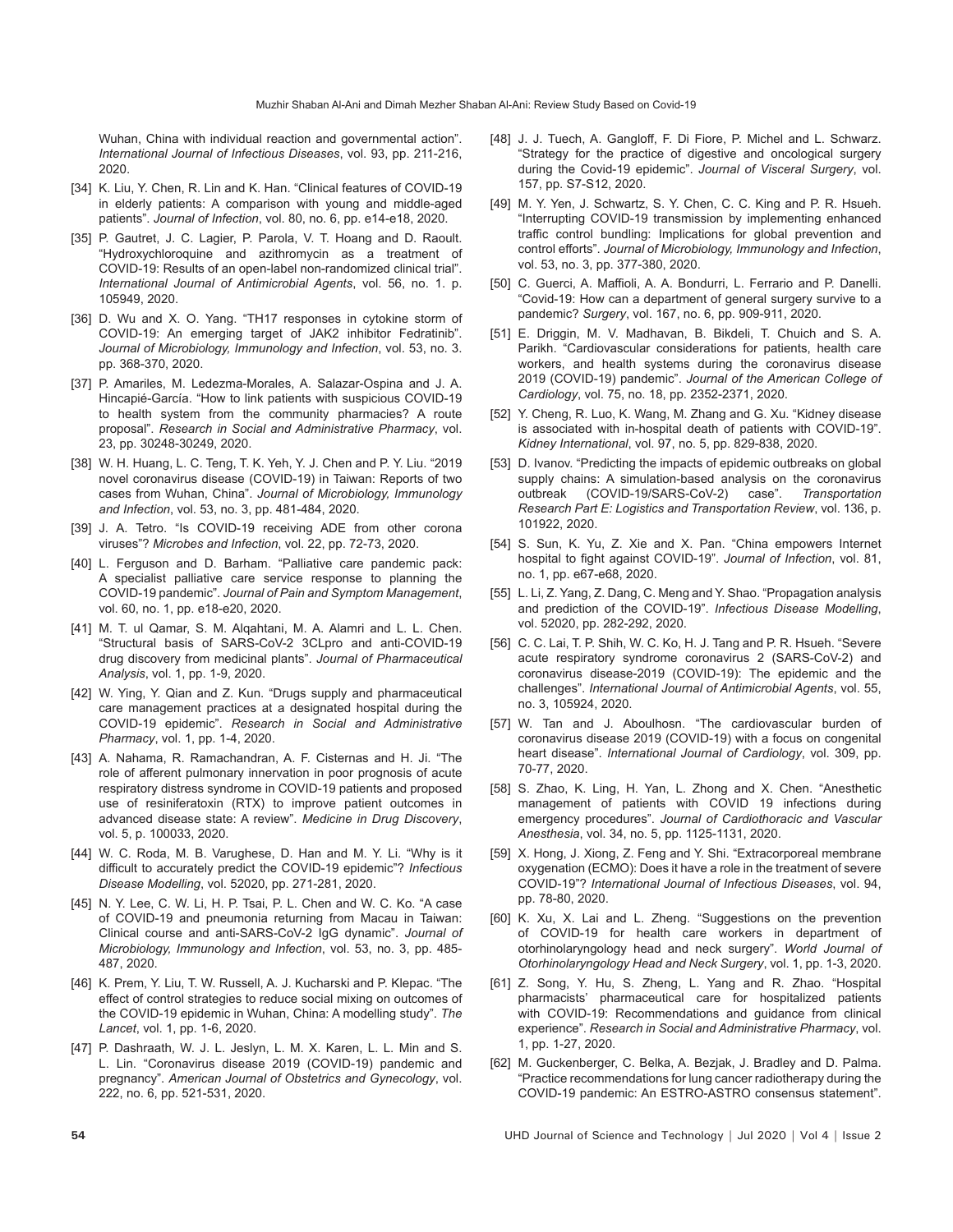Wuhan, China with individual reaction and governmental action". *International Journal of Infectious Diseases*, vol. 93, pp. 211-216, 2020.

[34] K. Liu, Y. Chen, R. Lin and K. Han. "Clinical features of COVID-19 in elderly patients: A comparison with young and middle-aged patients". *Journal of Infection*, vol. 80, no. 6, pp. e14-e18, 2020.

[35] P. Gautret, J. C. Lagier, P. Parola, V. T. Hoang and D. Raoult. "Hydroxychloroquine and azithromycin as a treatment of COVID-19: Results of an open-label non-randomized clinical trial". *International Journal of Antimicrobial Agents*, vol. 56, no. 1. p. 105949, 2020.

[36] D. Wu and X. O. Yang. "TH17 responses in cytokine storm of COVID-19: An emerging target of JAK2 inhibitor Fedratinib". *Journal of Microbiology, Immunology and Infection*, vol. 53, no. 3. pp. 368-370, 2020.

[37] P. Amariles, M. Ledezma-Morales, A. Salazar-Ospina and J. A. Hincapié-García. "How to link patients with suspicious COVID-19 to health system from the community pharmacies? A route proposal". *Research in Social and Administrative Pharmacy*, vol. 23, pp. 30248-30249, 2020.

[38] W. H. Huang, L. C. Teng, T. K. Yeh, Y. J. Chen and P. Y. Liu. "2019 novel coronavirus disease (COVID-19) in Taiwan: Reports of two cases from Wuhan, China". *Journal of Microbiology, Immunology and Infection*, vol. 53, no. 3, pp. 481-484, 2020.

[39] J. A. Tetro. "Is COVID-19 receiving ADE from other corona viruses"? *Microbes and Infection*, vol. 22, pp. 72-73, 2020.

[40] L. Ferguson and D. Barham. "Palliative care pandemic pack: A specialist palliative care service response to planning the COVID-19 pandemic". *Journal of Pain and Symptom Management*, vol. 60, no. 1, pp. e18-e20, 2020.

[41] M. T. ul Qamar, S. M. Alqahtani, M. A. Alamri and L. L. Chen. "Structural basis of SARS-CoV-2 3CLpro and anti-COVID-19 drug discovery from medicinal plants". *Journal of Pharmaceutical Analysis*, vol. 1, pp. 1-9, 2020.

[42] W. Ying, Y. Qian and Z. Kun. "Drugs supply and pharmaceutical care management practices at a designated hospital during the COVID-19 epidemic". *Research in Social and Administrative Pharmacy*, vol. 1, pp. 1-4, 2020.

[43] A. Nahama, R. Ramachandran, A. F. Cisternas and H. Ji. "The role of afferent pulmonary innervation in poor prognosis of acute respiratory distress syndrome in COVID-19 patients and proposed use of resiniferatoxin (RTX) to improve patient outcomes in advanced disease state: A review". *Medicine in Drug Discovery*, vol. 5, p. 100033, 2020.

[44] W. C. Roda, M. B. Varughese, D. Han and M. Y. Li. "Why is it difficult to accurately predict the COVID-19 epidemic"? *Infectious Disease Modelling*, vol. 52020, pp. 271-281, 2020.

[45] N. Y. Lee, C. W. Li, H. P. Tsai, P. L. Chen and W. C. Ko. "A case of COVID-19 and pneumonia returning from Macau in Taiwan: Clinical course and anti-SARS-CoV-2 IgG dynamic". *Journal of Microbiology, Immunology and Infection*, vol. 53, no. 3, pp. 485-487, 2020.

[46] K. Prem, Y. Liu, T. W. Russell, A. J. Kucharski and P. Klepac. "The effect of control strategies to reduce social mixing on outcomes of the COVID-19 epidemic in Wuhan, China: A modelling study". *The Lancet*, vol. 1, pp. 1-6, 2020.

[47] P. Dashraath, W. J. L. Jeslyn, L. M. X. Karen, L. L. Min and S. L. Lin. "Coronavirus disease 2019 (COVID-19) pandemic and pregnancy". *American Journal of Obstetrics and Gynecology*, vol. 222, no. 6, pp. 521-531, 2020.

[48] J. J. Tuech, A. Gangloff, F. Di Fiore, P. Michel and L. Schwarz. "Strategy for the practice of digestive and oncological surgery during the Covid-19 epidemic". *Journal of Visceral Surgery*, vol. 157, pp. S7-S12, 2020.

[49] M. Y. Yen, J. Schwartz, S. Y. Chen, C. C. King and P. R. Hsueh. "Interrupting COVID-19 transmission by implementing enhanced traffic control bundling: Implications for global prevention and control efforts". *Journal of Microbiology, Immunology and Infection*, vol. 53, no. 3, pp. 377-380, 2020.

[50] C. Guerci, A. Maffioli, A. A. Bondurri, L. Ferrario and P. Danelli. "Covid-19: How can a department of general surgery survive to a pandemic? *Surgery*, vol. 167, no. 6, pp. 909-911, 2020.

[51] E. Driggin, M. V. Madhavan, B. Bikdeli, T. Chuich and S. A. Parikh. "Cardiovascular considerations for patients, health care workers, and health systems during the coronavirus disease 2019 (COVID-19) pandemic". *Journal of the American College of Cardiology*, vol. 75, no. 18, pp. 2352-2371, 2020.

[52] Y. Cheng, R. Luo, K. Wang, M. Zhang and G. Xu. "Kidney disease is associated with in-hospital death of patients with COVID-19". *Kidney International*, vol. 97, no. 5, pp. 829-838, 2020.

[53] D. Ivanov. "Predicting the impacts of epidemic outbreaks on global supply chains: A simulation-based analysis on the coronavirus outbreak (COVID-19/SARS-CoV-2) case". *Transportation Research Part E: Logistics and Transportation Review*, vol. 136, p. 101922, 2020.

[54] S. Sun, K. Yu, Z. Xie and X. Pan. "China empowers Internet hospital to fight against COVID-19". *Journal of Infection*, vol. 81, no. 1, pp. e67-e68, 2020.

[55] L. Li, Z. Yang, Z. Dang, C. Meng and Y. Shao. "Propagation analysis and prediction of the COVID-19". *Infectious Disease Modelling*, vol. 52020, pp. 282-292, 2020.

[56] C. C. Lai, T. P. Shih, W. C. Ko, H. J. Tang and P. R. Hsueh. "Severe acute respiratory syndrome coronavirus 2 (SARS-CoV-2) and coronavirus disease-2019 (COVID-19): The epidemic and the challenges". *International Journal of Antimicrobial Agents*, vol. 55, no. 3, 105924, 2020.

[57] W. Tan and J. Aboulhosn. "The cardiovascular burden of coronavirus disease 2019 (COVID-19) with a focus on congenital heart disease". *International Journal of Cardiology*, vol. 309, pp. 70-77, 2020.

[58] S. Zhao, K. Ling, H. Yan, L. Zhong and X. Chen. "Anesthetic management of patients with COVID 19 infections during emergency procedures". *Journal of Cardiothoracic and Vascular Anesthesia*, vol. 34, no. 5, pp. 1125-1131, 2020.

[59] X. Hong, J. Xiong, Z. Feng and Y. Shi. "Extracorporeal membrane oxygenation (ECMO): Does it have a role in the treatment of severe COVID-19"? *International Journal of Infectious Diseases*, vol. 94, pp. 78-80, 2020.

[60] K. Xu, X. Lai and L. Zheng. "Suggestions on the prevention of COVID-19 for health care workers in department of otorhinolaryngology head and neck surgery". *World Journal of Otorhinolaryngology Head and Neck Surgery*, vol. 1, pp. 1-3, 2020.

[61] Z. Song, Y. Hu, S. Zheng, L. Yang and R. Zhao. "Hospital pharmacists' pharmaceutical care for hospitalized patients with COVID-19: Recommendations and guidance from clinical experience". *Research in Social and Administrative Pharmacy*, vol. 1, pp. 1-27, 2020.

[62] M. Guckenberger, C. Belka, A. Bezjak, J. Bradley and D. Palma. "Practice recommendations for lung cancer radiotherapy during the COVID-19 pandemic: An ESTRO-ASTRO consensus statement".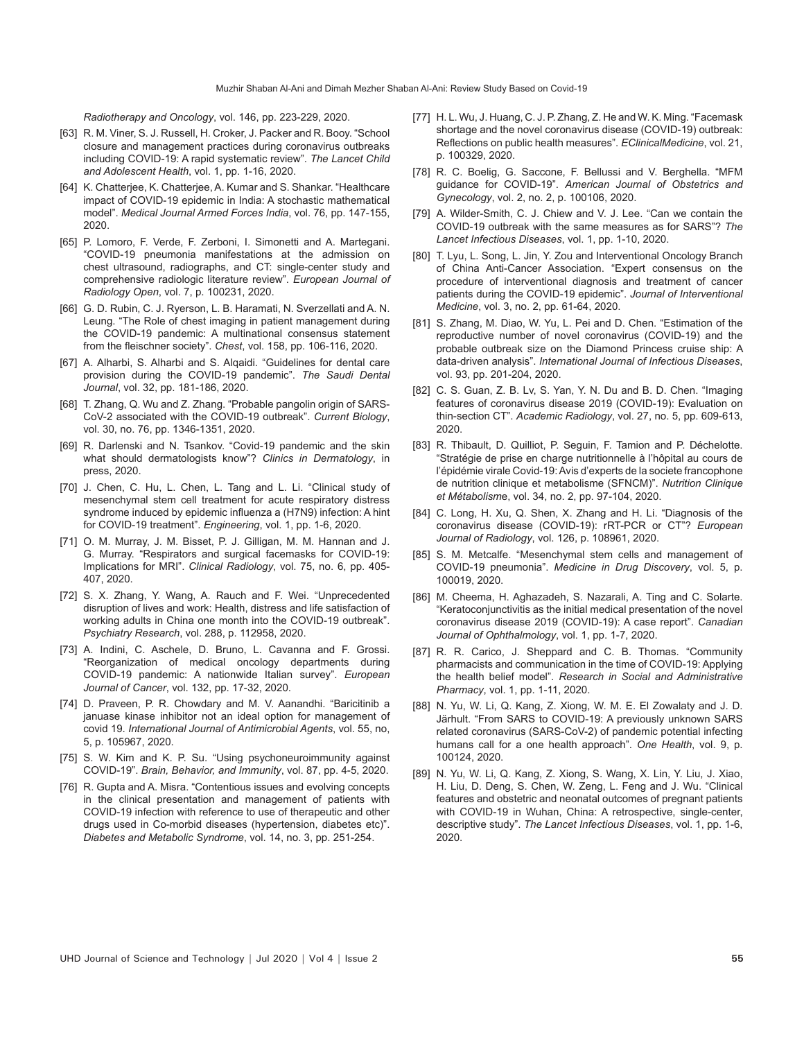*Radiotherapy and Oncology*, vol. 146, pp. 223-229, 2020.

[63] R. M. Viner, S. J. Russell, H. Croker, J. Packer and R. Booy. "School closure and management practices during coronavirus outbreaks including COVID-19: A rapid systematic review". *The Lancet Child and Adolescent Health*, vol. 1, pp. 1-16, 2020.

[64] K. Chatterjee, K. Chatterjee, A. Kumar and S. Shankar. "Healthcare impact of COVID-19 epidemic in India: A stochastic mathematical model". *Medical Journal Armed Forces India*, vol. 76, pp. 147-155, 2020.

[65] P. Lomoro, F. Verde, F. Zerboni, I. Simonetti and A. Martegani. "COVID-19 pneumonia manifestations at the admission on chest ultrasound, radiographs, and CT: single-center study and comprehensive radiologic literature review". *European Journal of Radiology Open*, vol. 7, p. 100231, 2020.

[66] G. D. Rubin, C. J. Ryerson, L. B. Haramati, N. Sverzellati and A. N. Leung. "The Role of chest imaging in patient management during the COVID-19 pandemic: A multinational consensus statement from the fleischner society". *Chest*, vol. 158, pp. 106-116, 2020.

[67] A. Alharbi, S. Alharbi and S. Alqaidi. "Guidelines for dental care provision during the COVID-19 pandemic". *The Saudi Dental Journal*, vol. 32, pp. 181-186, 2020.

[68] T. Zhang, Q. Wu and Z. Zhang. "Probable pangolin origin of SARS-CoV-2 associated with the COVID-19 outbreak". *Current Biology*, vol. 30, no. 76, pp. 1346-1351, 2020.

[69] R. Darlenski and N. Tsankov. "Covid-19 pandemic and the skin what should dermatologists know"? *Clinics in Dermatology*, in press, 2020.

[70] J. Chen, C. Hu, L. Chen, L. Tang and L. Li. "Clinical study of mesenchymal stem cell treatment for acute respiratory distress syndrome induced by epidemic influenza a (H7N9) infection: A hint for COVID-19 treatment". *Engineering*, vol. 1, pp. 1-6, 2020.

[71] O. M. Murray, J. M. Bisset, P. J. Gilligan, M. M. Hannan and J. G. Murray. "Respirators and surgical facemasks for COVID-19: Implications for MRI". *Clinical Radiology*, vol. 75, no. 6, pp. 405-407, 2020.

[72] S. X. Zhang, Y. Wang, A. Rauch and F. Wei. "Unprecedented disruption of lives and work: Health, distress and life satisfaction of working adults in China one month into the COVID-19 outbreak". *Psychiatry Research*, vol. 288, p. 112958, 2020.

[73] A. Indini, C. Aschele, D. Bruno, L. Cavanna and F. Grossi. "Reorganization of medical oncology departments during COVID-19 pandemic: A nationwide Italian survey". *European Journal of Cancer*, vol. 132, pp. 17-32, 2020.

[74] D. Praveen, P. R. Chowdary and M. V. Aanandhi. "Baricitinib a januase kinase inhibitor not an ideal option for management of covid 19. *International Journal of Antimicrobial Agents*, vol. 55, no, 5, p. 105967, 2020.

[75] S. W. Kim and K. P. Su. "Using psychoneuroimmunity against COVID-19". *Brain, Behavior, and Immunity*, vol. 87, pp. 4-5, 2020.

[76] R. Gupta and A. Misra. "Contentious issues and evolving concepts in the clinical presentation and management of patients with COVID-19 infection with reference to use of therapeutic and other drugs used in Co-morbid diseases (hypertension, diabetes etc)". *Diabetes and Metabolic Syndrome*, vol. 14, no. 3, pp. 251-254.

[77] H. L. Wu, J. Huang, C. J. P. Zhang, Z. He and W. K. Ming. "Facemask shortage and the novel coronavirus disease (COVID-19) outbreak: Reflections on public health measures". *EClinicalMedicine*, vol. 21, p. 100329, 2020.

[78] R. C. Boelig, G. Saccone, F. Bellussi and V. Berghella. "MFM guidance for COVID-19". *American Journal of Obstetrics and Gynecology*, vol. 2, no. 2, p. 100106, 2020.

[79] A. Wilder-Smith, C. J. Chiew and V. J. Lee. "Can we contain the COVID-19 outbreak with the same measures as for SARS"? *The Lancet Infectious Diseases*, vol. 1, pp. 1-10, 2020.

[80] T. Lyu, L. Song, L. Jin, Y. Zou and Interventional Oncology Branch of China Anti-Cancer Association. "Expert consensus on the procedure of interventional diagnosis and treatment of cancer patients during the COVID-19 epidemic". *Journal of Interventional Medicine*, vol. 3, no. 2, pp. 61-64, 2020.

[81] S. Zhang, M. Diao, W. Yu, L. Pei and D. Chen. "Estimation of the reproductive number of novel coronavirus (COVID-19) and the probable outbreak size on the Diamond Princess cruise ship: A data-driven analysis". *International Journal of Infectious Diseases*, vol. 93, pp. 201-204, 2020.

[82] C. S. Guan, Z. B. Lv, S. Yan, Y. N. Du and B. D. Chen. "Imaging features of coronavirus disease 2019 (COVID-19): Evaluation on thin-section CT". *Academic Radiology*, vol. 27, no. 5, pp. 609-613, 2020.

[83] R. Thibault, D. Quilliot, P. Seguin, F. Tamion and P. Déchelotte. "Stratégie de prise en charge nutritionnelle à l'hôpital au cours de l'épidémie virale Covid-19: Avis d'experts de la societe francophone de nutrition clinique et metabolisme (SFNCM)". *Nutrition Clinique et Métabolisme*, vol. 34, no. 2, pp. 97-104, 2020.

[84] C. Long, H. Xu, Q. Shen, X. Zhang and H. Li. "Diagnosis of the coronavirus disease (COVID-19): rRT-PCR or CT"? *European Journal of Radiology*, vol. 126, p. 108961, 2020.

[85] S. M. Metcalfe. "Mesenchymal stem cells and management of COVID-19 pneumonia". *Medicine in Drug Discovery*, vol. 5, p. 100019, 2020.

[86] M. Cheema, H. Aghazadeh, S. Nazarali, A. Ting and C. Solarte. "Keratoconjunctivitis as the initial medical presentation of the novel coronavirus disease 2019 (COVID-19): A case report". *Canadian Journal of Ophthalmology*, vol. 1, pp. 1-7, 2020.

[87] R. R. Carico, J. Sheppard and C. B. Thomas. "Community pharmacists and communication in the time of COVID-19: Applying the health belief model". *Research in Social and Administrative Pharmacy*, vol. 1, pp. 1-11, 2020.

[88] N. Yu, W. Li, Q. Kang, Z. Xiong, W. M. E. El Zowalaty and J. D. Järhult. "From SARS to COVID-19: A previously unknown SARS related coronavirus (SARS-CoV-2) of pandemic potential infecting humans call for a one health approach". *One Health*, vol. 9, p. 100124, 2020.

[89] N. Yu, W. Li, Q. Kang, Z. Xiong, S. Wang, X. Lin, Y. Liu, J. Xiao, H. Liu, D. Deng, S. Chen, W. Zeng, L. Feng and J. Wu. "Clinical features and obstetric and neonatal outcomes of pregnant patients with COVID-19 in Wuhan, China: A retrospective, single-center, descriptive study". *The Lancet Infectious Diseases*, vol. 1, pp. 1-6, 2020.